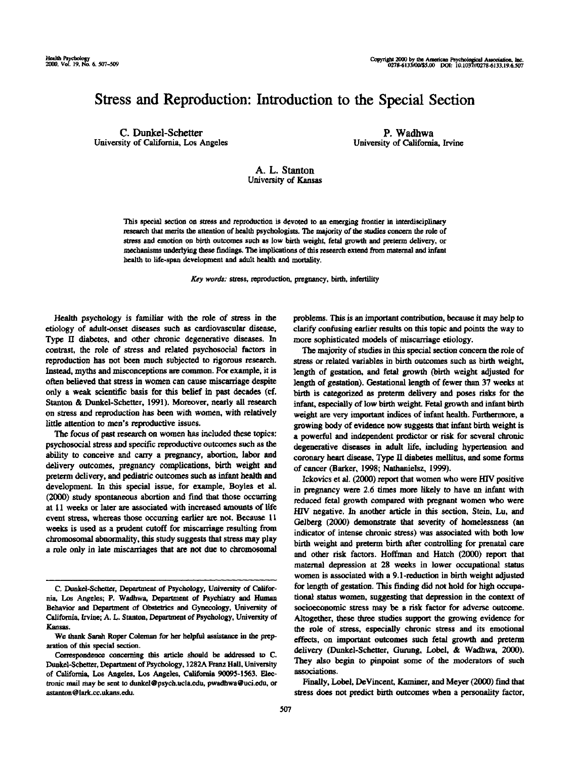#  Stress and Reproduction: Introduction to the Special Section

C. Dunkel-Schetter
University of California, Los Angeles

P. Wadhwa
University of California, Irvine

A. L. Stanton
University of Kansas

This special section on stress and reproduction is devoted to an emerging frontier in interdisciplinary research that merits the attention of health psychologists. The majority of the studies concern the role of stress and emotion on birth outcomes such as low birth weight, fetal growth and preterm delivery, or mechanisms underlying these findings. The implications of this research extend from maternal and infant health to life-span development and adult health and mortality.

*Key words:* stress, reproduction, pregnancy, birth, infertility

Health psychology is familiar with the role of stress in the etiology of adult-onset diseases such as cardiovascular disease, Type II diabetes, and other chronic degenerative diseases. In contrast, the role of stress and related psychosocial factors in reproduction has not been much subjected to rigorous research. Instead, myths and misconceptions are common. For example, it is often believed that stress in women can cause miscarriage despite only a weak scientific basis for this belief in past decades (cf. Stanton & Dunkel-Schetter, 1991). Moreover, nearly all research on stress and reproduction has been with women, with relatively little attention to men's reproductive issues.

The focus of past research on women has included these topics: psychosocial stress and specific reproductive outcomes such as the ability to conceive and carry a pregnancy, abortion, labor and delivery outcomes, pregnancy complications, birth weight and preterm delivery, and pediatric outcomes such as infant health and development. In this special issue, for example, Boyles et al. (2000) study spontaneous abortion and find that those occurring at 11 weeks or later are associated with increased amounts of life event stress, whereas those occurring earlier are not. Because 11 weeks is used as a prudent cutoff for miscarriage resulting from chromosomal abnormality, this study suggests that stress may play a role only in late miscarriages that are not due to chromosomal problems. This is an important contribution, because it may help to clarify confusing earlier results on this topic and points the way to more sophisticated models of miscarriage etiology.

The majority of studies in this special section concern the role of stress or related variables in birth outcomes such as birth weight, length of gestation, and fetal growth (birth weight adjusted for length of gestation). Gestational length of fewer than 37 weeks at birth is categorized as preterm delivery and poses risks for the infant, especially of low birth weight. Fetal growth and infant birth weight are very important indices of infant health. Furthermore, a growing body of evidence now suggests that infant birth weight is a powerful and independent predictor or risk for several chronic degenerative diseases in adult life, including hypertension and coronary heart disease, Type II diabetes mellitus, and some forms of cancer (Barker, 1998; Nathanielsz, 1999).

Ickovics et al. (2000) report that women who were HIV positive in pregnancy were 2.6 times more likely to have an infant with reduced fetal growth compared with pregnant women who were HIV negative. In another article in this section, Stein, Lu, and Gelberg (2000) demonstrate that severity of homelessness (an indicator of intense chronic stress) was associated with both low birth weight and preterm birth after controlling for prenatal care and other risk factors. Hoffman and Hatch (2000) report that maternal depression at 28 weeks in lower occupational status women is associated with a 9.1-reduction in birth weight adjusted for length of gestation. This finding did not hold for high occupational status women, suggesting that depression in the context of socioeconomic stress may be a risk factor for adverse outcome. Altogether, these three studies support the growing evidence for the role of stress, especially chronic stress and its emotional effects, on important outcomes such fetal growth and preterm delivery (Dunkel-Schetter, Gurung, Lobel, & Wadhwa, 2000). They also begin to pinpoint some of the moderators of such associations.

Finally, Lobel, DeVincent, Kaminer, and Meyer (2000) find that stress does not predict birth outcomes when a personality factor,

C. Dunkel-Schetter, Department of Psychology, University of California, Los Angeles; P. Wadhwa, Department of Psychiatry and Human Behavior and Department of Obstetrics and Gynecology, University of California, Irvine; A. L. Stanton, Department of Psychology, University of Kansas.

We thank Sarah Roper Coleman for her helpful assistance in the preparation of this special section.

Correspondence concerning this article should be addressed to C. Dunkel-Schetter, Department of Psychology, 1282A Franz Hall, University of California, Los Angeles, Los Angeles, California 90095-1563. Electronic mail may be sent to dunkel@psych.ucla.edu, pwadhwa@uci.edu, or astanton@lark.cc.ukans.edu.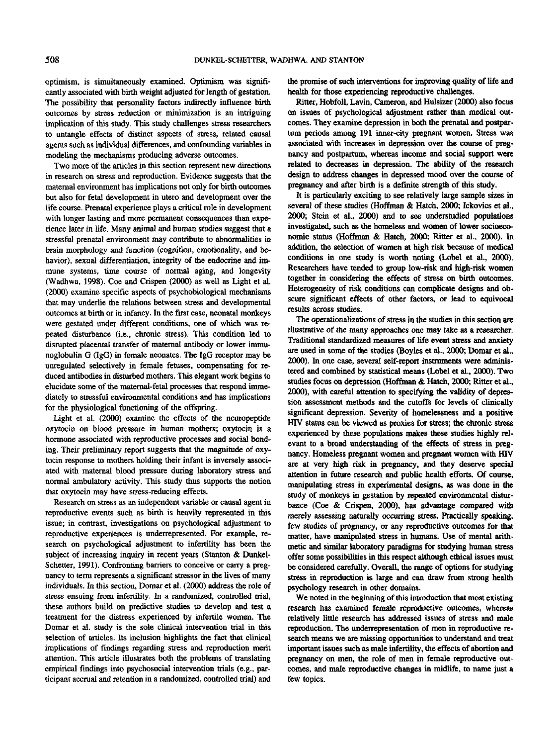optimism, is simultaneously examined. Optimism was significantly associated with birth weight adjusted for length of gestation. The possibility that personality factors indirectly influence birth outcomes by stress reduction or minimization is an intriguing implication of this study. This study challenges stress researchers to untangle effects of distinct aspects of stress, related causal agents such as individual differences, and confounding variables in modeling the mechanisms producing adverse outcomes.

Two more of the articles in this section represent new directions in research on stress and reproduction. Evidence suggests that the maternal environment has implications not only for birth outcomes but also for fetal development in utero and development over the life course. Prenatal experience plays a critical role in development with longer lasting and more permanent consequences than experience later in life. Many animal and human studies suggest that a stressful prenatal environment may contribute to abnormalities in brain morphology and function (cognition, emotionality, and behavior), sexual differentiation, integrity of the endocrine and immune systems, time course of normal aging, and longevity (Wadhwa, 1998). Coe and Crispen (2000) as well as Light et al. (2000) examine specific aspects of psychobiological mechanisms that may underlie the relations between stress and developmental outcomes at birth or in infancy. In the first case, neonatal monkeys were gestated under different conditions, one of which was repeated disturbance (i.e., chronic stress). This condition led to disrupted placental transfer of maternal antibody or lower immunoglobulin G (IgG) in female neonates. The IgG receptor may be unregulated selectively in female fetuses, compensating for reduced antibodies in disturbed mothers. This elegant work begins to elucidate some of the maternal-fetal processes that respond immediately to stressful environmental conditions and has implications for the physiological functioning of the offspring.

Light et al. (2000) examine the effects of the neuropeptide oxytocin on blood pressure in human mothers; oxytocin is a hormone associated with reproductive processes and social bonding. Their preliminary report suggests that the magnitude of oxytocin response to mothers holding their infant is inversely associated with maternal blood pressure during laboratory stress and normal ambulatory activity. This study thus supports the notion that oxytocin may have stress-reducing effects.

Research on stress as an independent variable or causal agent in reproductive events such as birth is heavily represented in this issue; in contrast, investigations on psychological adjustment to reproductive experiences is underrepresented. For example, research on psychological adjustment to infertility has been the subject of increasing inquiry in recent years (Stanton & Dunkel-Schetter, 1991). Confronting barriers to conceive or carry a pregnancy to term represents a significant stressor in the lives of many individuals. In this section, Domar et al. (2000) address the role of stress ensuing from infertility. In a randomized, controlled trial, these authors build on predictive studies to develop and test a treatment for the distress experienced by infertile women. The Domar et al. study is the sole clinical intervention trial in this selection of articles. Its inclusion highlights the fact that clinical implications of findings regarding stress and reproduction merit attention. This article illustrates both the problems of translating empirical findings into psychosocial intervention trials (e.g., participant accrual and retention in a randomized, controlled trial) and the promise of such interventions for improving quality of life and health for those experiencing reproductive challenges.

Ritter, Hobfoll, Lavin, Cameron, and Hulsizer (2000) also focus on issues of psychological adjustment rather than medical outcomes. They examine depression in both the prenatal and postpartum periods among 191 inner-city pregnant women. Stress was associated with increases in depression over the course of pregnancy and postpartum, whereas income and social support were related to decreases in depression. The ability of the research design to address changes in depressed mood over the course of pregnancy and after birth is a definite strength of this study.

It is particularly exciting to see relatively large sample sizes in several of these studies (Hoffman & Hatch, 2000; Ickovics et al., 2000; Stein et al., 2000) and to see understudied populations investigated, such as the homeless and women of lower socioeconomic status (Hoffman & Hatch, 2000; Ritter et al., 2000). In addition, the selection of women at high risk because of medical conditions in one study is worth noting (Lobel et al., 2000). Researchers have tended to group low-risk and high-risk women together in considering the effects of stress on birth outcomes. Heterogeneity of risk conditions can complicate designs and obscure significant effects of other factors, or lead to equivocal results across studies.

The operationalizations of stress in the studies in this section are illustrative of the many approaches one may take as a researcher. Traditional standardized measures of life event stress and anxiety are used in some of the studies (Boyles et al., 2000; Domar et al., 2000). In one case, several self-report instruments were administered and combined by statistical means (Lobel et al., 2000). Two studies focus on depression (Hoffman & Hatch, 2000; Ritter et al., 2000), with careful attention to specifying the validity of depression assessment methods and the cutoffs for levels of clinically significant depression. Severity of homelessness and a positive HIV status can be viewed as proxies for stress; the chronic stress experienced by these populations makes these studies highly relevant to a broad understanding of the effects of stress in pregnancy. Homeless pregnant women and pregnant women with HIV are at very high risk in pregnancy, and they deserve special attention in future research and public health efforts. Of course, manipulating stress in experimental designs, as was done in the study of monkeys in gestation by repeated environmental disturbance (Coe & Crispen, 2000), has advantage compared with merely assessing naturally occurring stress. Practically speaking, few studies of pregnancy, or any reproductive outcomes for that matter, have manipulated stress in humans. Use of mental arithmetic and similar laboratory paradigms for studying human stress offer some possibilities in this respect although ethical issues must be considered carefully. Overall, the range of options for studying stress in reproduction is large and can draw from strong health psychology research in other domains.

We noted in the beginning of this introduction that most existing research has examined female reproductive outcomes, whereas relatively little research has addressed issues of stress and male reproduction. The underrepresentation of men in reproductive research means we are missing opportunities to understand and treat important issues such as male infertility, the effects of abortion and pregnancy on men, the role of men in female reproductive outcomes, and male reproductive changes in midlife, to name just a few topics.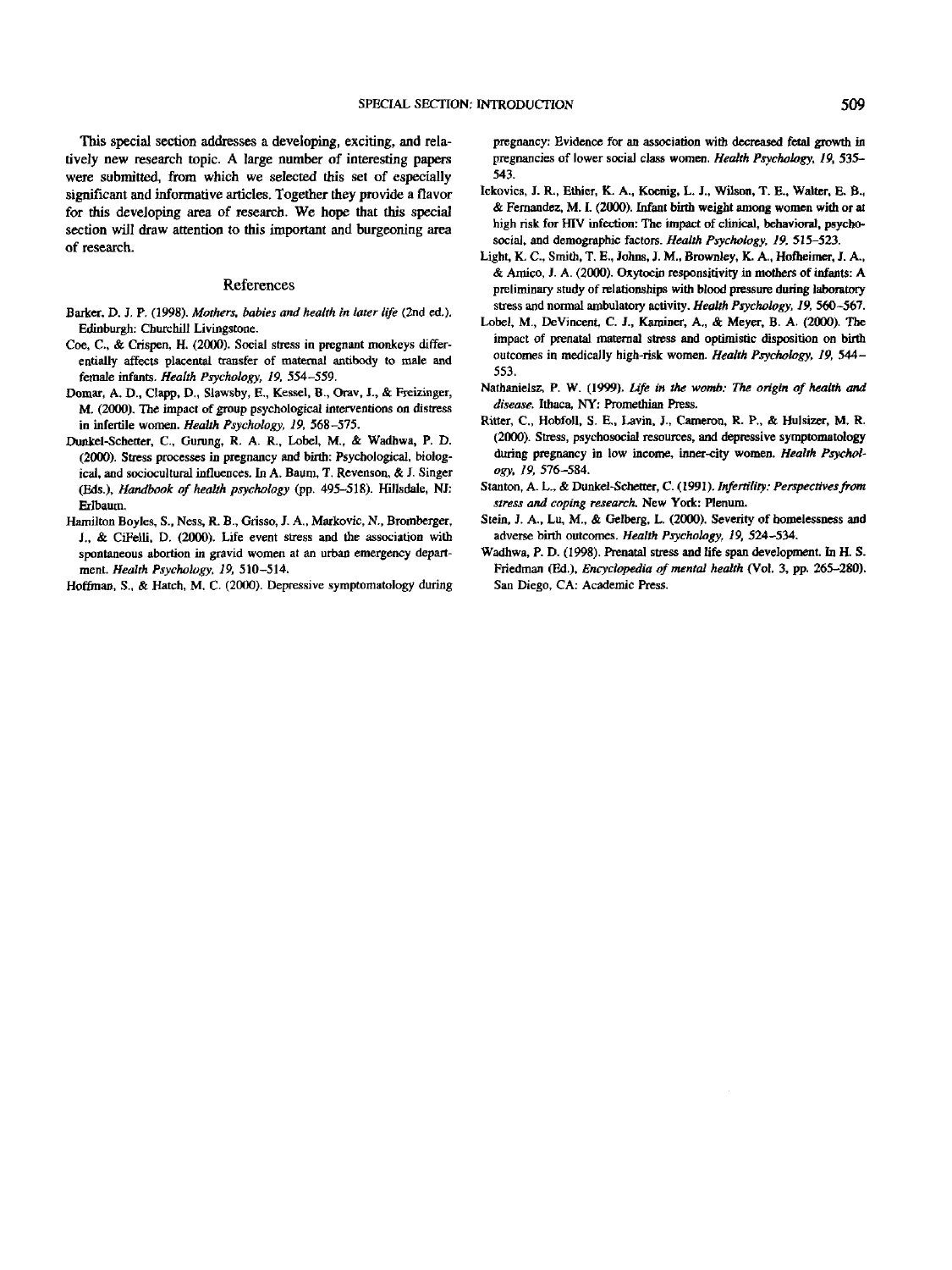This special section addresses a developing, exciting, and relatively new research topic. A large number of interesting papers were submitted, from which we selected this set of especially significant and informative articles. Together they provide a flavor for this developing area of research. We hope that this special section will draw attention to this important and burgeoning area of research.

## References

Barker, D. J. P. (1998). *Mothers, babies and health in later life* (2nd ed.). Edinburgh: Churchill Livingstone.

Coe, C., & Crispen, H. (2000). Social stress in pregnant monkeys differentially affects placental transfer of maternal antibody to male and female infants. *Health Psychology, 19,* 554–559.

Domar, A. D., Clapp, D., Slawsby, E., Kessel, B., Orav, J., & Freizinger, M. (2000). The impact of group psychological interventions on distress in infertile women. *Health Psychology, 19,* 568–575.

Dunkel-Schetter, C., Gurung, R. A. R., Lobel, M., & Wadhwa, P. D. (2000). Stress processes in pregnancy and birth: Psychological, biological, and sociocultural influences. In A. Baum, T. Revenson, & J. Singer (Eds.), *Handbook of health psychology* (pp. 495–518). Hillsdale, NJ: Erlbaum.

Hamilton Boyles, S., Ness, R. B., Grisso, J. A., Markovic, N., Bromberger, J., & CiFelli, D. (2000). Life event stress and the association with spontaneous abortion in gravid women at an urban emergency department. *Health Psychology, 19,* 510–514.

Hoffman, S., & Hatch, M. C. (2000). Depressive symptomatology during pregnancy: Evidence for an association with decreased fetal growth in pregnancies of lower social class women. *Health Psychology, 19,* 535–543.

Ickovics, J. R., Ethier, K. A., Koenig, L. J., Wilson, T. E., Walter, E. B., & Fernandez, M. I. (2000). Infant birth weight among women with or at high risk for HIV infection: The impact of clinical, behavioral, psychosocial, and demographic factors. *Health Psychology, 19,* 515–523.

Light, K. C., Smith, T. E., Johns, J. M., Brownley, K. A., Hofheimer, J. A., & Amico, J. A. (2000). Oxytocin responsitivity in mothers of infants: A preliminary study of relationships with blood pressure during laboratory stress and normal ambulatory activity. *Health Psychology, 19,* 560–567.

Lobel, M., DeVincent, C. J., Kaminer, A., & Meyer, B. A. (2000). The impact of prenatal maternal stress and optimistic disposition on birth outcomes in medically high-risk women. *Health Psychology, 19,* 544–553.

Nathanielsz, P. W. (1999). *Life in the womb: The origin of health and disease.* Ithaca, NY: Promethian Press.

Ritter, C., Hobfoll, S. E., Lavin, J., Cameron, R. P., & Hulsizer, M. R. (2000). Stress, psychosocial resources, and depressive symptomatology during pregnancy in low income, inner-city women. *Health Psychology, 19,* 576–584.

Stanton, A. L., & Dunkel-Schetter, C. (1991). *Infertility: Perspectives from stress and coping research.* New York: Plenum.

Stein, J. A., Lu, M., & Gelberg, L. (2000). Severity of homelessness and adverse birth outcomes. *Health Psychology, 19,* 524–534.

Wadhwa, P. D. (1998). Prenatal stress and life span development. In H. S. Friedman (Ed.), *Encyclopedia of mental health* (Vol. 3, pp. 265–280). San Diego, CA: Academic Press.